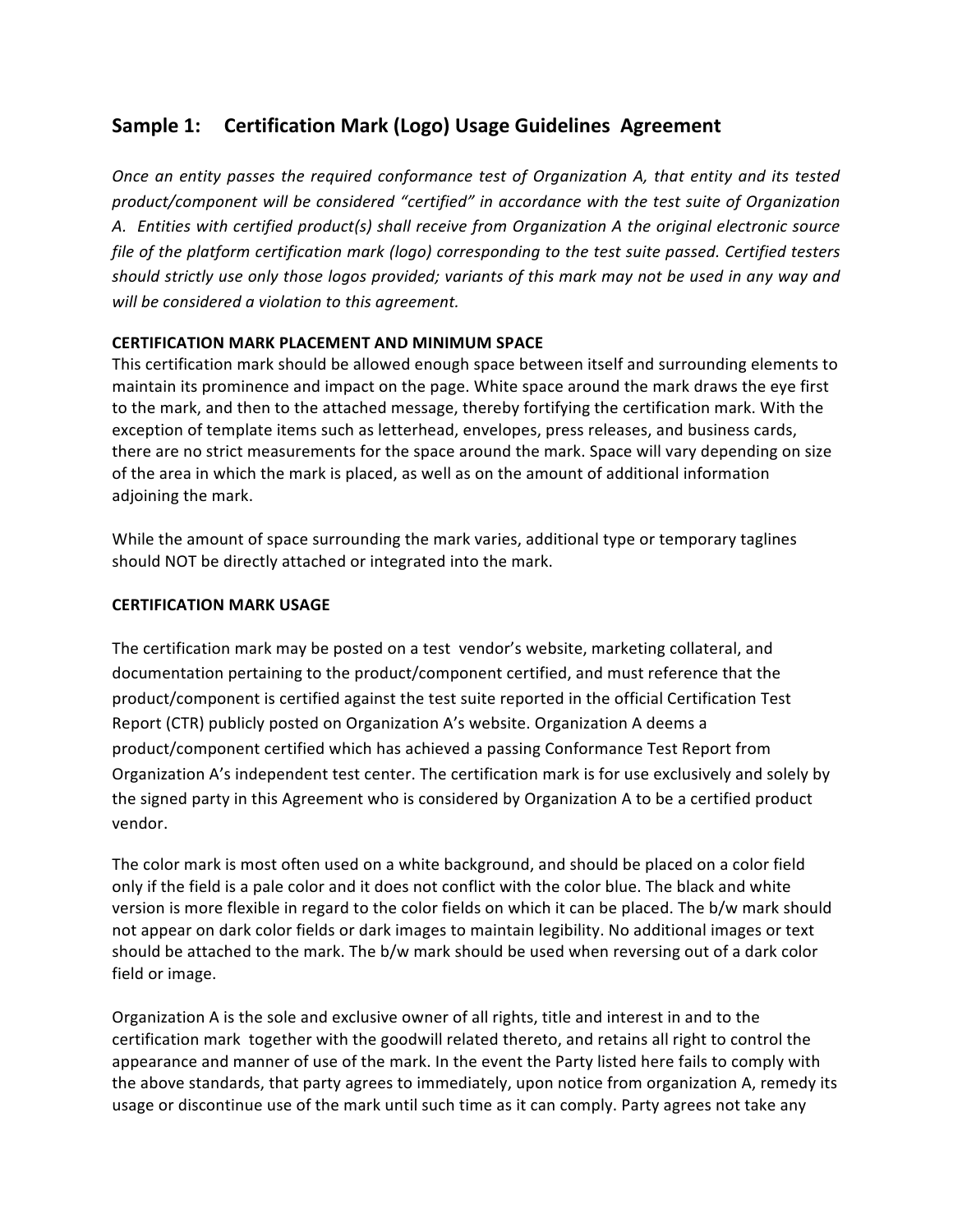## Sample 1: Certification Mark (Logo) Usage Guidelines Agreement

*Once an entity passes the required conformance test of Organization A, that entity and its tested product/component will be considered "certified" in accordance with the test suite of Organization A. Entities with certified product(s) shall receive from Organization A the original electronic source file of the platform certification mark (logo) corresponding to the test suite passed. Certified testers should strictly use only those logos provided; variants of this mark may not be used in any way and will be considered a violation to this agreement.*

**CERTIFICATION MARK PLACEMENT AND MINIMUM SPACE**

This certification mark should be allowed enough space between itself and surrounding elements to maintain its prominence and impact on the page. White space around the mark draws the eye first to the mark, and then to the attached message, thereby fortifying the certification mark. With the exception of template items such as letterhead, envelopes, press releases, and business cards, there are no strict measurements for the space around the mark. Space will vary depending on size of the area in which the mark is placed, as well as on the amount of additional information adjoining the mark.

While the amount of space surrounding the mark varies, additional type or temporary taglines should NOT be directly attached or integrated into the mark.

**CERTIFICATION MARK USAGE**

The certification mark may be posted on a test vendor's website, marketing collateral, and documentation pertaining to the product/component certified, and must reference that the product/component is certified against the test suite reported in the official Certification Test Report (CTR) publicly posted on Organization A's website. Organization A deems a product/component certified which has achieved a passing Conformance Test Report from Organization A's independent test center. The certification mark is for use exclusively and solely by the signed party in this Agreement who is considered by Organization A to be a certified product vendor.

The color mark is most often used on a white background, and should be placed on a color field only if the field is a pale color and it does not conflict with the color blue. The black and white version is more flexible in regard to the color fields on which it can be placed. The b/w mark should not appear on dark color fields or dark images to maintain legibility. No additional images or text should be attached to the mark. The b/w mark should be used when reversing out of a dark color field or image.

Organization A is the sole and exclusive owner of all rights, title and interest in and to the certification mark together with the goodwill related thereto, and retains all right to control the appearance and manner of use of the mark. In the event the Party listed here fails to comply with the above standards, that party agrees to immediately, upon notice from organization A, remedy its usage or discontinue use of the mark until such time as it can comply. Party agrees not take any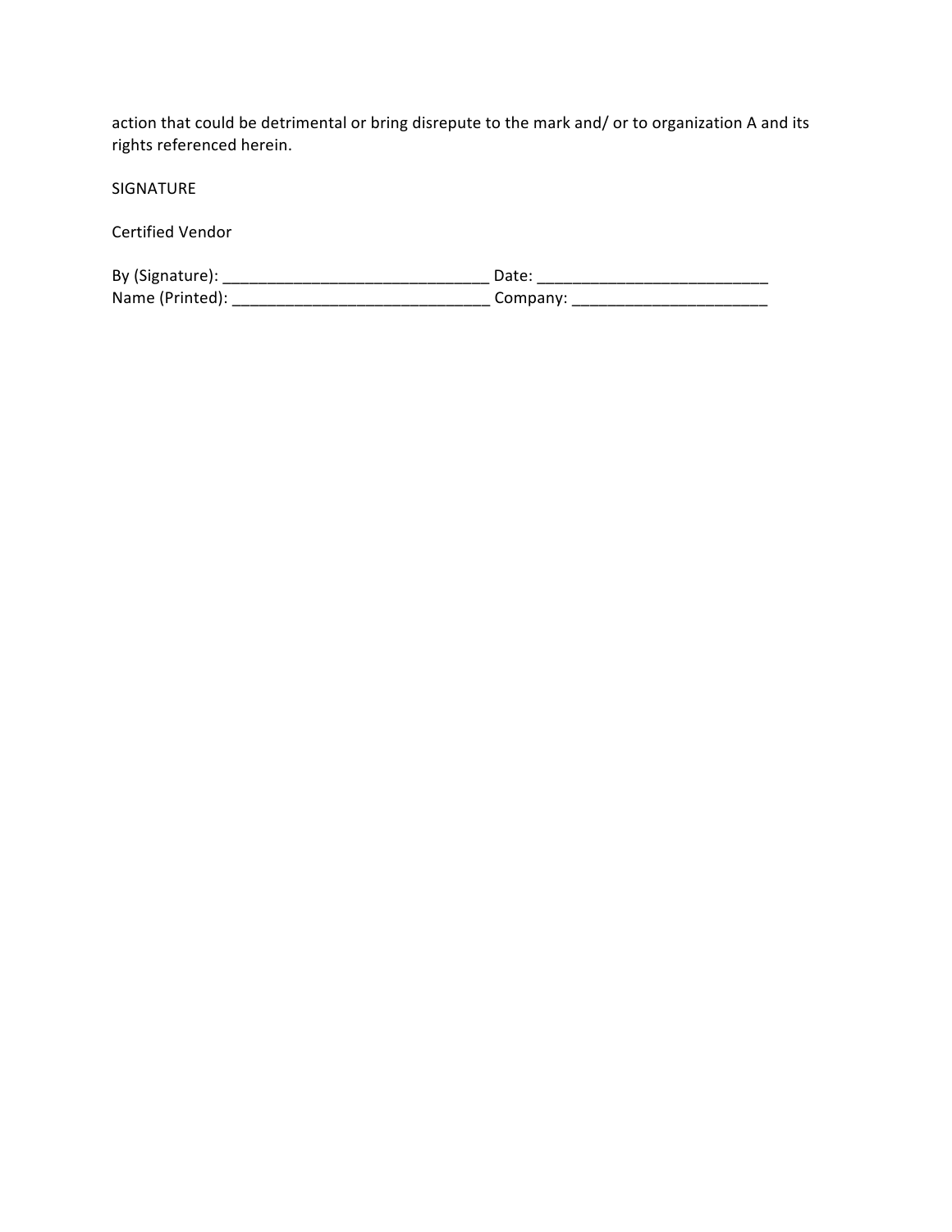action that could be detrimental or bring disrepute to the mark and/ or to organization A and its rights referenced herein.

SIGNATURE

Certified Vendor

By (Signature): ______________________________ Date: __________________________
Name (Printed): _____________________________ Company: ______________________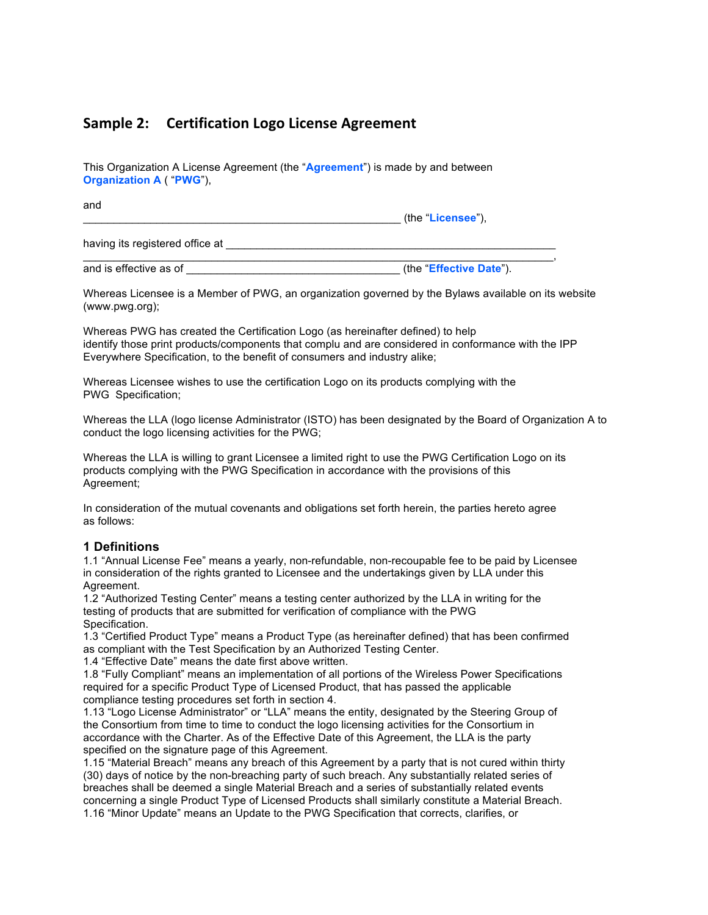## Sample 2: Certification Logo License Agreement

This Organization A License Agreement (the "**Agreement**") is made by and between **Organization A** ( "**PWG**"),

and
_____________________________________________________ (the "**Licensee**"),

having its registered office at ________________________________________________________
_____________________________________________________________________________,
and is effective as of ____________________________________ (the "**Effective Date**").

Whereas Licensee is a Member of PWG, an organization governed by the Bylaws available on its website (www.pwg.org);

Whereas PWG has created the Certification Logo (as hereinafter defined) to help identify those print products/components that complu and are considered in conformance with the IPP Everywhere Specification, to the benefit of consumers and industry alike;

Whereas Licensee wishes to use the certification Logo on its products complying with the PWG Specification;

Whereas the LLA (logo license Administrator (ISTO) has been designated by the Board of Organization A to conduct the logo licensing activities for the PWG;

Whereas the LLA is willing to grant Licensee a limited right to use the PWG Certification Logo on its products complying with the PWG Specification in accordance with the provisions of this Agreement;

In consideration of the mutual covenants and obligations set forth herein, the parties hereto agree as follows:

### 1 Definitions

1.1 "Annual License Fee" means a yearly, non-refundable, non-recoupable fee to be paid by Licensee in consideration of the rights granted to Licensee and the undertakings given by LLA under this Agreement.
1.2 "Authorized Testing Center" means a testing center authorized by the LLA in writing for the testing of products that are submitted for verification of compliance with the PWG Specification.
1.3 "Certified Product Type" means a Product Type (as hereinafter defined) that has been confirmed as compliant with the Test Specification by an Authorized Testing Center.
1.4 "Effective Date" means the date first above written.
1.8 "Fully Compliant" means an implementation of all portions of the Wireless Power Specifications required for a specific Product Type of Licensed Product, that has passed the applicable compliance testing procedures set forth in section 4.
1.13 "Logo License Administrator" or "LLA" means the entity, designated by the Steering Group of the Consortium from time to time to conduct the logo licensing activities for the Consortium in accordance with the Charter. As of the Effective Date of this Agreement, the LLA is the party specified on the signature page of this Agreement.
1.15 "Material Breach" means any breach of this Agreement by a party that is not cured within thirty (30) days of notice by the non-breaching party of such breach. Any substantially related series of breaches shall be deemed a single Material Breach and a series of substantially related events concerning a single Product Type of Licensed Products shall similarly constitute a Material Breach.
1.16 "Minor Update" means an Update to the PWG Specification that corrects, clarifies, or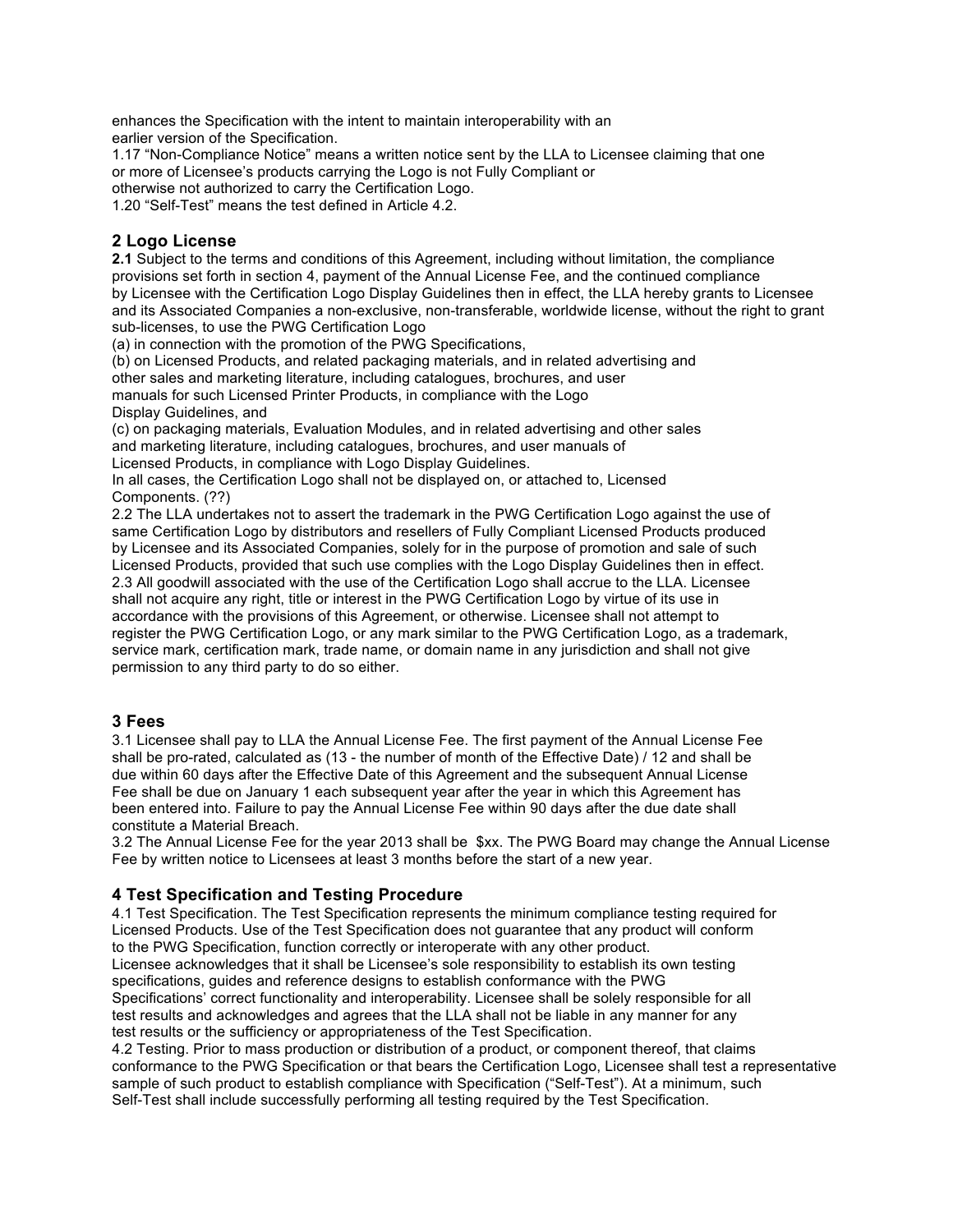enhances the Specification with the intent to maintain interoperability with an earlier version of the Specification.

1.17 "Non-Compliance Notice" means a written notice sent by the LLA to Licensee claiming that one or more of Licensee's products carrying the Logo is not Fully Compliant or otherwise not authorized to carry the Certification Logo.

1.20 "Self-Test" means the test defined in Article 4.2.

## 2 Logo License

**2.1** Subject to the terms and conditions of this Agreement, including without limitation, the compliance provisions set forth in section 4, payment of the Annual License Fee, and the continued compliance by Licensee with the Certification Logo Display Guidelines then in effect, the LLA hereby grants to Licensee and its Associated Companies a non-exclusive, non-transferable, worldwide license, without the right to grant sub-licenses, to use the PWG Certification Logo

(a) in connection with the promotion of the PWG Specifications,

(b) on Licensed Products, and related packaging materials, and in related advertising and other sales and marketing literature, including catalogues, brochures, and user manuals for such Licensed Printer Products, in compliance with the Logo Display Guidelines, and

(c) on packaging materials, Evaluation Modules, and in related advertising and other sales and marketing literature, including catalogues, brochures, and user manuals of Licensed Products, in compliance with Logo Display Guidelines.

In all cases, the Certification Logo shall not be displayed on, or attached to, Licensed Components. (??)

2.2 The LLA undertakes not to assert the trademark in the PWG Certification Logo against the use of same Certification Logo by distributors and resellers of Fully Compliant Licensed Products produced by Licensee and its Associated Companies, solely for in the purpose of promotion and sale of such Licensed Products, provided that such use complies with the Logo Display Guidelines then in effect.

2.3 All goodwill associated with the use of the Certification Logo shall accrue to the LLA. Licensee shall not acquire any right, title or interest in the PWG Certification Logo by virtue of its use in accordance with the provisions of this Agreement, or otherwise. Licensee shall not attempt to register the PWG Certification Logo, or any mark similar to the PWG Certification Logo, as a trademark, service mark, certification mark, trade name, or domain name in any jurisdiction and shall not give permission to any third party to do so either.

## 3 Fees

3.1 Licensee shall pay to LLA the Annual License Fee. The first payment of the Annual License Fee shall be pro-rated, calculated as (13 - the number of month of the Effective Date) / 12 and shall be due within 60 days after the Effective Date of this Agreement and the subsequent Annual License Fee shall be due on January 1 each subsequent year after the year in which this Agreement has been entered into. Failure to pay the Annual License Fee within 90 days after the due date shall constitute a Material Breach.

3.2 The Annual License Fee for the year 2013 shall be $xx. The PWG Board may change the Annual License Fee by written notice to Licensees at least 3 months before the start of a new year.

## 4 Test Specification and Testing Procedure

4.1 Test Specification. The Test Specification represents the minimum compliance testing required for Licensed Products. Use of the Test Specification does not guarantee that any product will conform to the PWG Specification, function correctly or interoperate with any other product. Licensee acknowledges that it shall be Licensee's sole responsibility to establish its own testing specifications, guides and reference designs to establish conformance with the PWG Specifications' correct functionality and interoperability. Licensee shall be solely responsible for all test results and acknowledges and agrees that the LLA shall not be liable in any manner for any test results or the sufficiency or appropriateness of the Test Specification.

4.2 Testing. Prior to mass production or distribution of a product, or component thereof, that claims conformance to the PWG Specification or that bears the Certification Logo, Licensee shall test a representative sample of such product to establish compliance with Specification ("Self-Test"). At a minimum, such Self-Test shall include successfully performing all testing required by the Test Specification.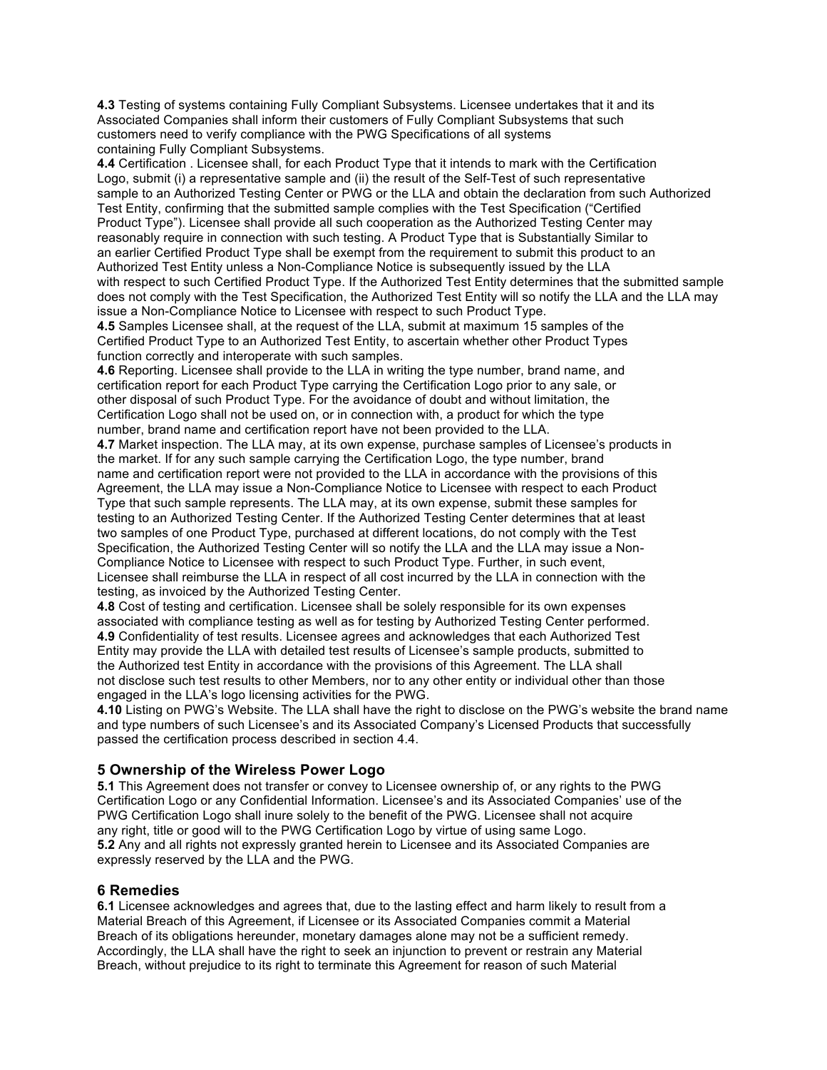**4.3** Testing of systems containing Fully Compliant Subsystems. Licensee undertakes that it and its Associated Companies shall inform their customers of Fully Compliant Subsystems that such customers need to verify compliance with the PWG Specifications of all systems containing Fully Compliant Subsystems.

**4.4** Certification . Licensee shall, for each Product Type that it intends to mark with the Certification Logo, submit (i) a representative sample and (ii) the result of the Self-Test of such representative sample to an Authorized Testing Center or PWG or the LLA and obtain the declaration from such Authorized Test Entity, confirming that the submitted sample complies with the Test Specification ("Certified Product Type"). Licensee shall provide all such cooperation as the Authorized Testing Center may reasonably require in connection with such testing. A Product Type that is Substantially Similar to an earlier Certified Product Type shall be exempt from the requirement to submit this product to an Authorized Test Entity unless a Non-Compliance Notice is subsequently issued by the LLA with respect to such Certified Product Type. If the Authorized Test Entity determines that the submitted sample does not comply with the Test Specification, the Authorized Test Entity will so notify the LLA and the LLA may issue a Non-Compliance Notice to Licensee with respect to such Product Type.

**4.5** Samples Licensee shall, at the request of the LLA, submit at maximum 15 samples of the Certified Product Type to an Authorized Test Entity, to ascertain whether other Product Types function correctly and interoperate with such samples.

**4.6** Reporting. Licensee shall provide to the LLA in writing the type number, brand name, and certification report for each Product Type carrying the Certification Logo prior to any sale, or other disposal of such Product Type. For the avoidance of doubt and without limitation, the Certification Logo shall not be used on, or in connection with, a product for which the type number, brand name and certification report have not been provided to the LLA.

**4.7** Market inspection. The LLA may, at its own expense, purchase samples of Licensee's products in the market. If for any such sample carrying the Certification Logo, the type number, brand name and certification report were not provided to the LLA in accordance with the provisions of this Agreement, the LLA may issue a Non-Compliance Notice to Licensee with respect to each Product Type that such sample represents. The LLA may, at its own expense, submit these samples for testing to an Authorized Testing Center. If the Authorized Testing Center determines that at least two samples of one Product Type, purchased at different locations, do not comply with the Test Specification, the Authorized Testing Center will so notify the LLA and the LLA may issue a Non-Compliance Notice to Licensee with respect to such Product Type. Further, in such event, Licensee shall reimburse the LLA in respect of all cost incurred by the LLA in connection with the testing, as invoiced by the Authorized Testing Center.

**4.8** Cost of testing and certification. Licensee shall be solely responsible for its own expenses associated with compliance testing as well as for testing by Authorized Testing Center performed.

**4.9** Confidentiality of test results. Licensee agrees and acknowledges that each Authorized Test Entity may provide the LLA with detailed test results of Licensee's sample products, submitted to the Authorized test Entity in accordance with the provisions of this Agreement. The LLA shall not disclose such test results to other Members, nor to any other entity or individual other than those engaged in the LLA's logo licensing activities for the PWG.

**4.10** Listing on PWG's Website. The LLA shall have the right to disclose on the PWG's website the brand name and type numbers of such Licensee's and its Associated Company's Licensed Products that successfully passed the certification process described in section 4.4.

## 5 Ownership of the Wireless Power Logo

**5.1** This Agreement does not transfer or convey to Licensee ownership of, or any rights to the PWG Certification Logo or any Confidential Information. Licensee's and its Associated Companies' use of the PWG Certification Logo shall inure solely to the benefit of the PWG. Licensee shall not acquire any right, title or good will to the PWG Certification Logo by virtue of using same Logo.

**5.2** Any and all rights not expressly granted herein to Licensee and its Associated Companies are expressly reserved by the LLA and the PWG.

## 6 Remedies

**6.1** Licensee acknowledges and agrees that, due to the lasting effect and harm likely to result from a Material Breach of this Agreement, if Licensee or its Associated Companies commit a Material Breach of its obligations hereunder, monetary damages alone may not be a sufficient remedy. Accordingly, the LLA shall have the right to seek an injunction to prevent or restrain any Material Breach, without prejudice to its right to terminate this Agreement for reason of such Material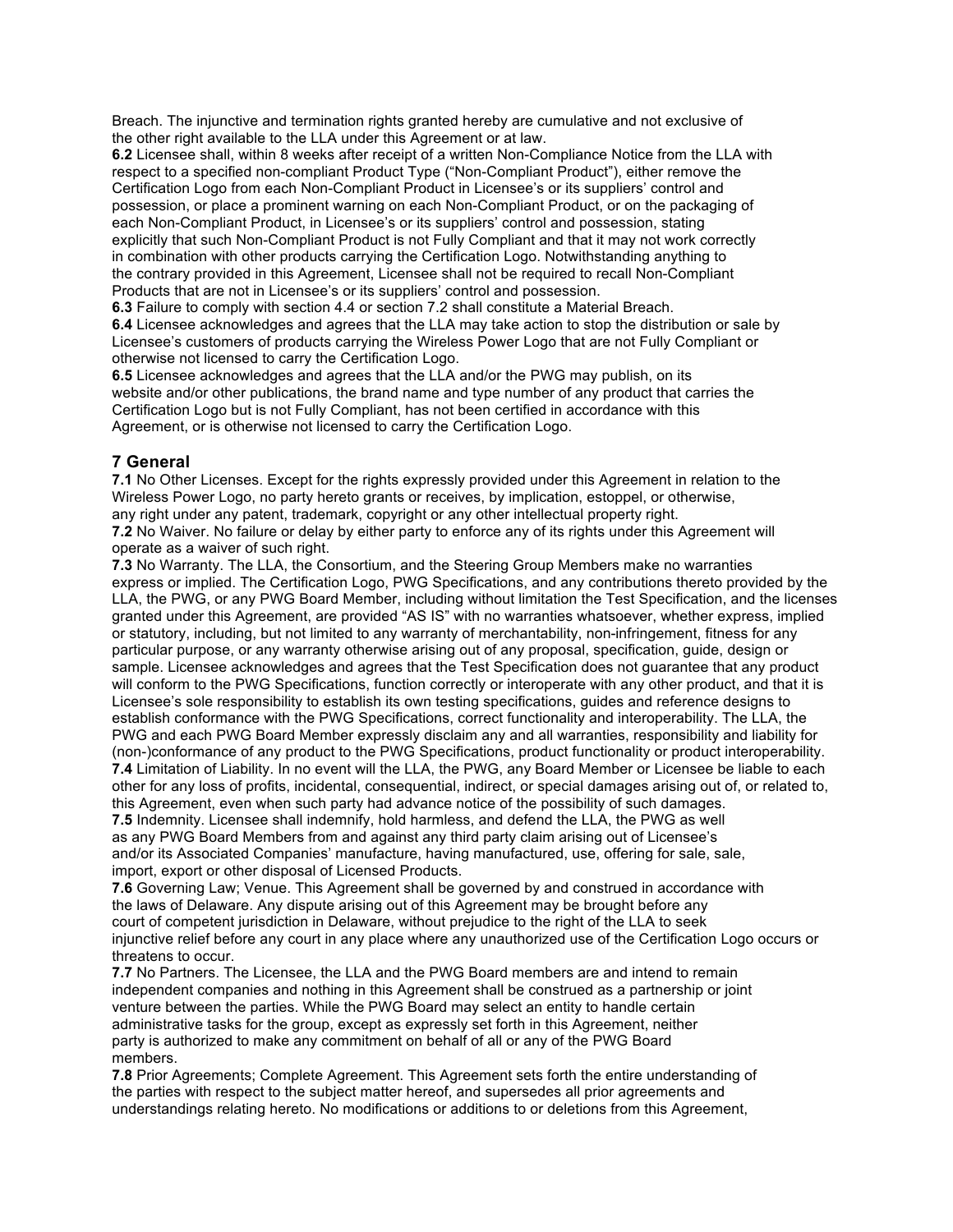Breach. The injunctive and termination rights granted hereby are cumulative and not exclusive of the other right available to the LLA under this Agreement or at law.

**6.2** Licensee shall, within 8 weeks after receipt of a written Non-Compliance Notice from the LLA with respect to a specified non-compliant Product Type ("Non-Compliant Product"), either remove the Certification Logo from each Non-Compliant Product in Licensee's or its suppliers' control and possession, or place a prominent warning on each Non-Compliant Product, or on the packaging of each Non-Compliant Product, in Licensee's or its suppliers' control and possession, stating explicitly that such Non-Compliant Product is not Fully Compliant and that it may not work correctly in combination with other products carrying the Certification Logo. Notwithstanding anything to the contrary provided in this Agreement, Licensee shall not be required to recall Non-Compliant Products that are not in Licensee's or its suppliers' control and possession.

**6.3** Failure to comply with section 4.4 or section 7.2 shall constitute a Material Breach.

**6.4** Licensee acknowledges and agrees that the LLA may take action to stop the distribution or sale by Licensee's customers of products carrying the Wireless Power Logo that are not Fully Compliant or otherwise not licensed to carry the Certification Logo.

**6.5** Licensee acknowledges and agrees that the LLA and/or the PWG may publish, on its website and/or other publications, the brand name and type number of any product that carries the Certification Logo but is not Fully Compliant, has not been certified in accordance with this Agreement, or is otherwise not licensed to carry the Certification Logo.

## 7 General

**7.1** No Other Licenses. Except for the rights expressly provided under this Agreement in relation to the Wireless Power Logo, no party hereto grants or receives, by implication, estoppel, or otherwise, any right under any patent, trademark, copyright or any other intellectual property right.

**7.2** No Waiver. No failure or delay by either party to enforce any of its rights under this Agreement will operate as a waiver of such right.

**7.3** No Warranty. The LLA, the Consortium, and the Steering Group Members make no warranties express or implied. The Certification Logo, PWG Specifications, and any contributions thereto provided by the LLA, the PWG, or any PWG Board Member, including without limitation the Test Specification, and the licenses granted under this Agreement, are provided "AS IS" with no warranties whatsoever, whether express, implied or statutory, including, but not limited to any warranty of merchantability, non-infringement, fitness for any particular purpose, or any warranty otherwise arising out of any proposal, specification, guide, design or sample. Licensee acknowledges and agrees that the Test Specification does not guarantee that any product will conform to the PWG Specifications, function correctly or interoperate with any other product, and that it is Licensee's sole responsibility to establish its own testing specifications, guides and reference designs to establish conformance with the PWG Specifications, correct functionality and interoperability. The LLA, the PWG and each PWG Board Member expressly disclaim any and all warranties, responsibility and liability for (non-)conformance of any product to the PWG Specifications, product functionality or product interoperability.

**7.4** Limitation of Liability. In no event will the LLA, the PWG, any Board Member or Licensee be liable to each other for any loss of profits, incidental, consequential, indirect, or special damages arising out of, or related to, this Agreement, even when such party had advance notice of the possibility of such damages.

**7.5** Indemnity. Licensee shall indemnify, hold harmless, and defend the LLA, the PWG as well as any PWG Board Members from and against any third party claim arising out of Licensee's and/or its Associated Companies' manufacture, having manufactured, use, offering for sale, sale, import, export or other disposal of Licensed Products.

**7.6** Governing Law; Venue. This Agreement shall be governed by and construed in accordance with the laws of Delaware. Any dispute arising out of this Agreement may be brought before any court of competent jurisdiction in Delaware, without prejudice to the right of the LLA to seek injunctive relief before any court in any place where any unauthorized use of the Certification Logo occurs or threatens to occur.

**7.7** No Partners. The Licensee, the LLA and the PWG Board members are and intend to remain independent companies and nothing in this Agreement shall be construed as a partnership or joint venture between the parties. While the PWG Board may select an entity to handle certain administrative tasks for the group, except as expressly set forth in this Agreement, neither party is authorized to make any commitment on behalf of all or any of the PWG Board members.

**7.8** Prior Agreements; Complete Agreement. This Agreement sets forth the entire understanding of the parties with respect to the subject matter hereof, and supersedes all prior agreements and understandings relating hereto. No modifications or additions to or deletions from this Agreement,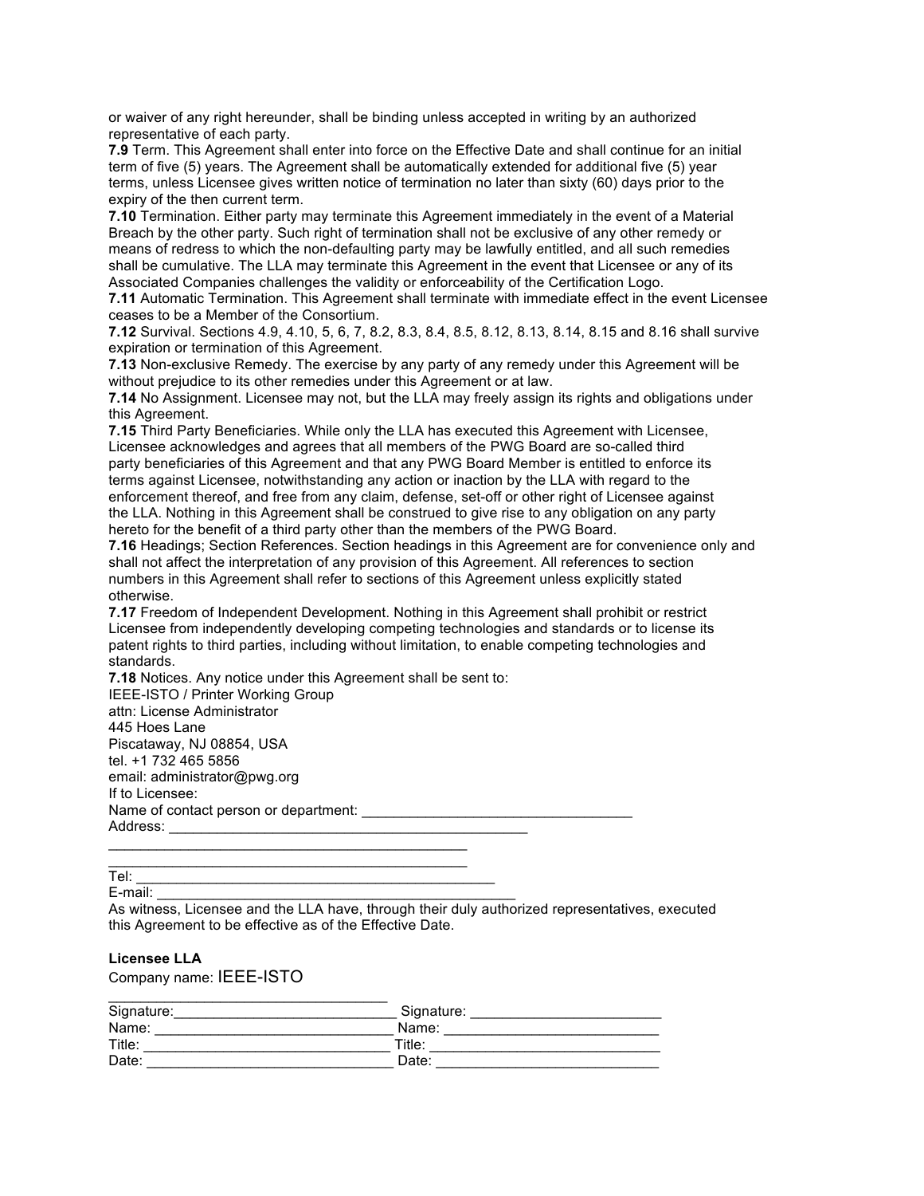or waiver of any right hereunder, shall be binding unless accepted in writing by an authorized representative of each party.

**7.9** Term. This Agreement shall enter into force on the Effective Date and shall continue for an initial term of five (5) years. The Agreement shall be automatically extended for additional five (5) year terms, unless Licensee gives written notice of termination no later than sixty (60) days prior to the expiry of the then current term.

**7.10** Termination. Either party may terminate this Agreement immediately in the event of a Material Breach by the other party. Such right of termination shall not be exclusive of any other remedy or means of redress to which the non-defaulting party may be lawfully entitled, and all such remedies shall be cumulative. The LLA may terminate this Agreement in the event that Licensee or any of its Associated Companies challenges the validity or enforceability of the Certification Logo.

**7.11** Automatic Termination. This Agreement shall terminate with immediate effect in the event Licensee ceases to be a Member of the Consortium.

**7.12** Survival. Sections 4.9, 4.10, 5, 6, 7, 8.2, 8.3, 8.4, 8.5, 8.12, 8.13, 8.14, 8.15 and 8.16 shall survive expiration or termination of this Agreement.

**7.13** Non-exclusive Remedy. The exercise by any party of any remedy under this Agreement will be without prejudice to its other remedies under this Agreement or at law.

**7.14** No Assignment. Licensee may not, but the LLA may freely assign its rights and obligations under this Agreement.

**7.15** Third Party Beneficiaries. While only the LLA has executed this Agreement with Licensee, Licensee acknowledges and agrees that all members of the PWG Board are so-called third party beneficiaries of this Agreement and that any PWG Board Member is entitled to enforce its terms against Licensee, notwithstanding any action or inaction by the LLA with regard to the enforcement thereof, and free from any claim, defense, set-off or other right of Licensee against the LLA. Nothing in this Agreement shall be construed to give rise to any obligation on any party hereto for the benefit of a third party other than the members of the PWG Board.

**7.16** Headings; Section References. Section headings in this Agreement are for convenience only and shall not affect the interpretation of any provision of this Agreement. All references to section numbers in this Agreement shall refer to sections of this Agreement unless explicitly stated otherwise.

**7.17** Freedom of Independent Development. Nothing in this Agreement shall prohibit or restrict Licensee from independently developing competing technologies and standards or to license its patent rights to third parties, including without limitation, to enable competing technologies and standards.

**7.18** Notices. Any notice under this Agreement shall be sent to:

IEEE-ISTO / Printer Working Group
attn: License Administrator
445 Hoes Lane
Piscataway, NJ 08854, USA
tel. +1 732 465 5856
email: administrator@pwg.org

If to Licensee:
Name of contact person or department: ___________________________________
Address: _______________________________________________
_______________________________________________
_______________________________________________
Tel: _______________________________________________
E-mail: _______________________________________________

As witness, Licensee and the LLA have, through their duly authorized representatives, executed this Agreement to be effective as of the Effective Date.

| **Licensee** | **LLA** |
|---|---|
| Company name: ____________________ | IEEE-ISTO |
| Signature: ____________________ | Signature: ____________________ |
| Name: ____________________ | Name: ____________________ |
| Title: ____________________ | Title: ____________________ |
| Date: ____________________ | Date: ____________________ |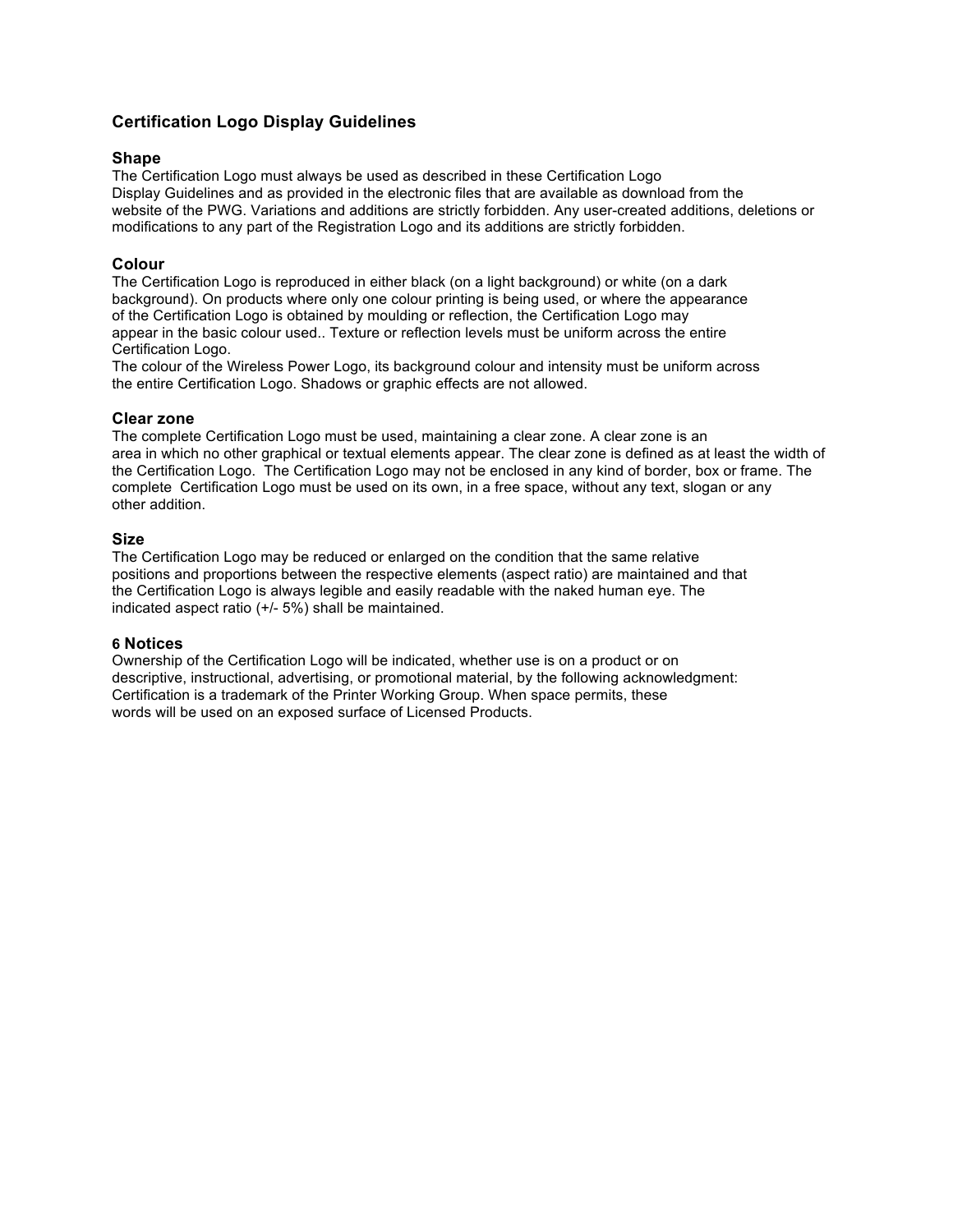## Certification Logo Display Guidelines

### Shape

The Certification Logo must always be used as described in these Certification Logo Display Guidelines and as provided in the electronic files that are available as download from the website of the PWG. Variations and additions are strictly forbidden. Any user-created additions, deletions or modifications to any part of the Registration Logo and its additions are strictly forbidden.

### Colour

The Certification Logo is reproduced in either black (on a light background) or white (on a dark background). On products where only one colour printing is being used, or where the appearance of the Certification Logo is obtained by moulding or reflection, the Certification Logo may appear in the basic colour used.. Texture or reflection levels must be uniform across the entire Certification Logo.
The colour of the Wireless Power Logo, its background colour and intensity must be uniform across the entire Certification Logo. Shadows or graphic effects are not allowed.

### Clear zone

The complete Certification Logo must be used, maintaining a clear zone. A clear zone is an area in which no other graphical or textual elements appear. The clear zone is defined as at least the width of the Certification Logo. The Certification Logo may not be enclosed in any kind of border, box or frame. The complete Certification Logo must be used on its own, in a free space, without any text, slogan or any other addition.

### Size

The Certification Logo may be reduced or enlarged on the condition that the same relative positions and proportions between the respective elements (aspect ratio) are maintained and that the Certification Logo is always legible and easily readable with the naked human eye. The indicated aspect ratio (+/- 5%) shall be maintained.

### 6 Notices

Ownership of the Certification Logo will be indicated, whether use is on a product or on descriptive, instructional, advertising, or promotional material, by the following acknowledgment: Certification is a trademark of the Printer Working Group. When space permits, these words will be used on an exposed surface of Licensed Products.